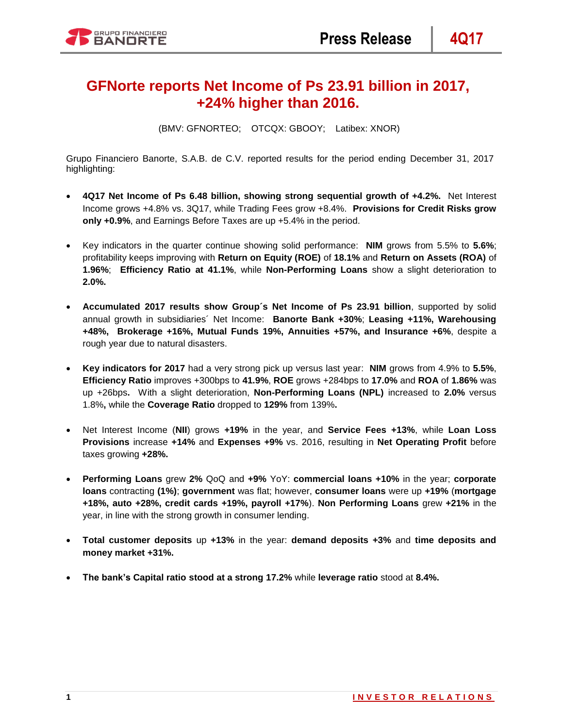# GFNorte reports Net Income of Ps 23.91 billion in 2017, +24% higher than 2016.

(BMV: GFNORTEO; OTCQX: GBOOY; Latibex: XNOR)

Grupo Financiero Banorte, S.A.B. de C.V. reported results for the period ending December 31, 2017 highlighting:

- **4Q17 Net Income of Ps 6.48 billion, showing strong sequential growth of +4.2%.** Net Interest Income grows +4.8% vs. 3Q17, while Trading Fees grow +8.4%. **Provisions for Credit Risks grow only +0.9%**, and Earnings Before Taxes are up +5.4% in the period.

- Key indicators in the quarter continue showing solid performance: **NIM** grows from 5.5% to **5.6%**; profitability keeps improving with **Return on Equity (ROE)** of **18.1%** and **Return on Assets (ROA)** of **1.96%**; **Efficiency Ratio at 41.1%**, while **Non-Performing Loans** show a slight deterioration to **2.0%.**

- **Accumulated 2017 results show Group´s Net Income of Ps 23.91 billion**, supported by solid annual growth in subsidiaries´ Net Income: **Banorte Bank +30%**; **Leasing +11%, Warehousing +48%, Brokerage +16%, Mutual Funds 19%, Annuities +57%, and Insurance +6%**, despite a rough year due to natural disasters.

- **Key indicators for 2017** had a very strong pick up versus last year: **NIM** grows from 4.9% to **5.5%**, **Efficiency Ratio** improves +300bps to **41.9%**, **ROE** grows +284bps to **17.0%** and **ROA** of **1.86%** was up +26bps**.** With a slight deterioration, **Non-Performing Loans (NPL)** increased to **2.0%** versus 1.8%**,** while the **Coverage Ratio** dropped to **129%** from 139%**.**

- Net Interest Income (**NII**) grows **+19%** in the year, and **Service Fees +13%**, while **Loan Loss Provisions** increase **+14%** and **Expenses +9%** vs. 2016, resulting in **Net Operating Profit** before taxes growing **+28%.**

- **Performing Loans** grew **2%** QoQ and **+9%** YoY: **commercial loans +10%** in the year; **corporate loans** contracting **(1%)**; **government** was flat; however, **consumer loans** were up **+19%** (**mortgage +18%, auto +28%, credit cards +19%, payroll +17%**). **Non Performing Loans** grew **+21%** in the year, in line with the strong growth in consumer lending.

- **Total customer deposits** up **+13%** in the year: **demand deposits +3%** and **time deposits and money market +31%.**

- **The bank's Capital ratio stood at a strong 17.2%** while **leverage ratio** stood at **8.4%.**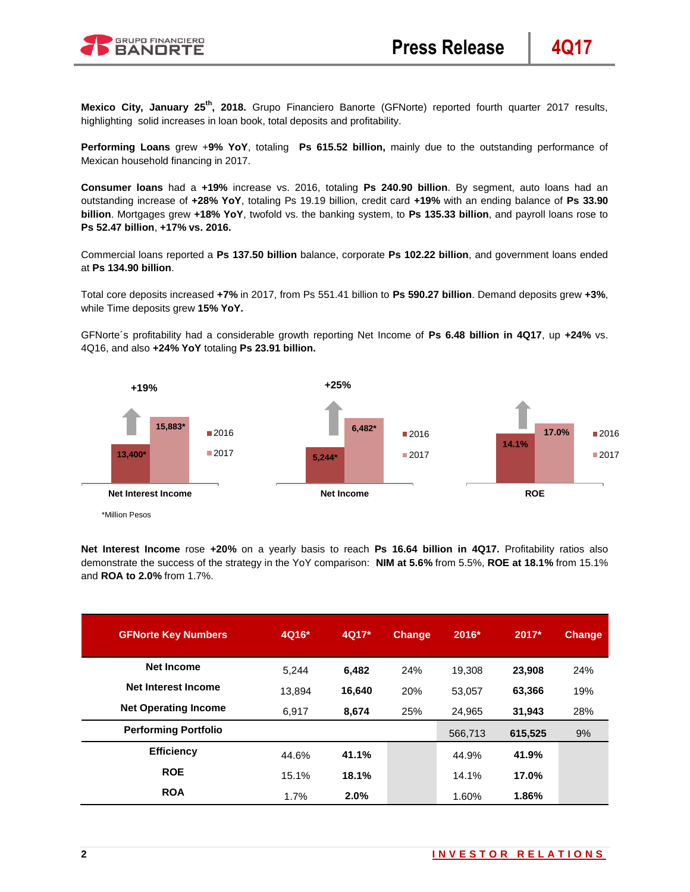**Mexico City, January 25th, 2018.** Grupo Financiero Banorte (GFNorte) reported fourth quarter 2017 results, highlighting solid increases in loan book, total deposits and profitability.

**Performing Loans** grew +**9% YoY**, totaling **Ps 615.52 billion,** mainly due to the outstanding performance of Mexican household financing in 2017.

**Consumer loans** had a **+19%** increase vs. 2016, totaling **Ps 240.90 billion**. By segment, auto loans had an outstanding increase of **+28% YoY**, totaling Ps 19.19 billion, credit card **+19%** with an ending balance of **Ps 33.90 billion**. Mortgages grew **+18% YoY**, twofold vs. the banking system, to **Ps 135.33 billion**, and payroll loans rose to **Ps 52.47 billion**, **+17% vs. 2016.**

Commercial loans reported a **Ps 137.50 billion** balance, corporate **Ps 102.22 billion**, and government loans ended at **Ps 134.90 billion**.

Total core deposits increased **+7%** in 2017, from Ps 551.41 billion to **Ps 590.27 billion**. Demand deposits grew **+3%**, while Time deposits grew **15% YoY.**

GFNorte´s profitability had a considerable growth reporting Net Income of **Ps 6.48 billion in 4Q17**, up **+24%** vs. 4Q16, and also **+24% YoY** totaling **Ps 23.91 billion.**

| | 2016 | 2017 | Change |
|---|---|---|---|
| Net Interest Income | 13,400* | 15,883* | +19% |
| Net Income | 5,244* | 6,482* | +25% |
| ROE | 14.1% | 17.0% | |

*Million Pesos

**Net Interest Income** rose **+20%** on a yearly basis to reach **Ps 16.64 billion in 4Q17.** Profitability ratios also demonstrate the success of the strategy in the YoY comparison: **NIM at 5.6%** from 5.5%, **ROE at 18.1%** from 15.1% and **ROA to 2.0%** from 1.7%.

| GFNorte Key Numbers | 4Q16* | 4Q17* | Change | 2016* | 2017* | Change |
|---|---|---|---|---|---|---|
| **Net Income** | 5,244 | **6,482** | 24% | 19,308 | **23,908** | 24% |
| **Net Interest Income** | 13,894 | **16,640** | 20% | 53,057 | **63,366** | 19% |
| **Net Operating Income** | 6,917 | **8,674** | 25% | 24,965 | **31,943** | 28% |
| **Performing Portfolio** | | | | 566,713 | **615,525** | 9% |
| **Efficiency** | 44.6% | **41.1%** | | 44.9% | **41.9%** | |
| **ROE** | 15.1% | **18.1%** | | 14.1% | **17.0%** | |
| **ROA** | 1.7% | **2.0%** | | 1.60% | **1.86%** | |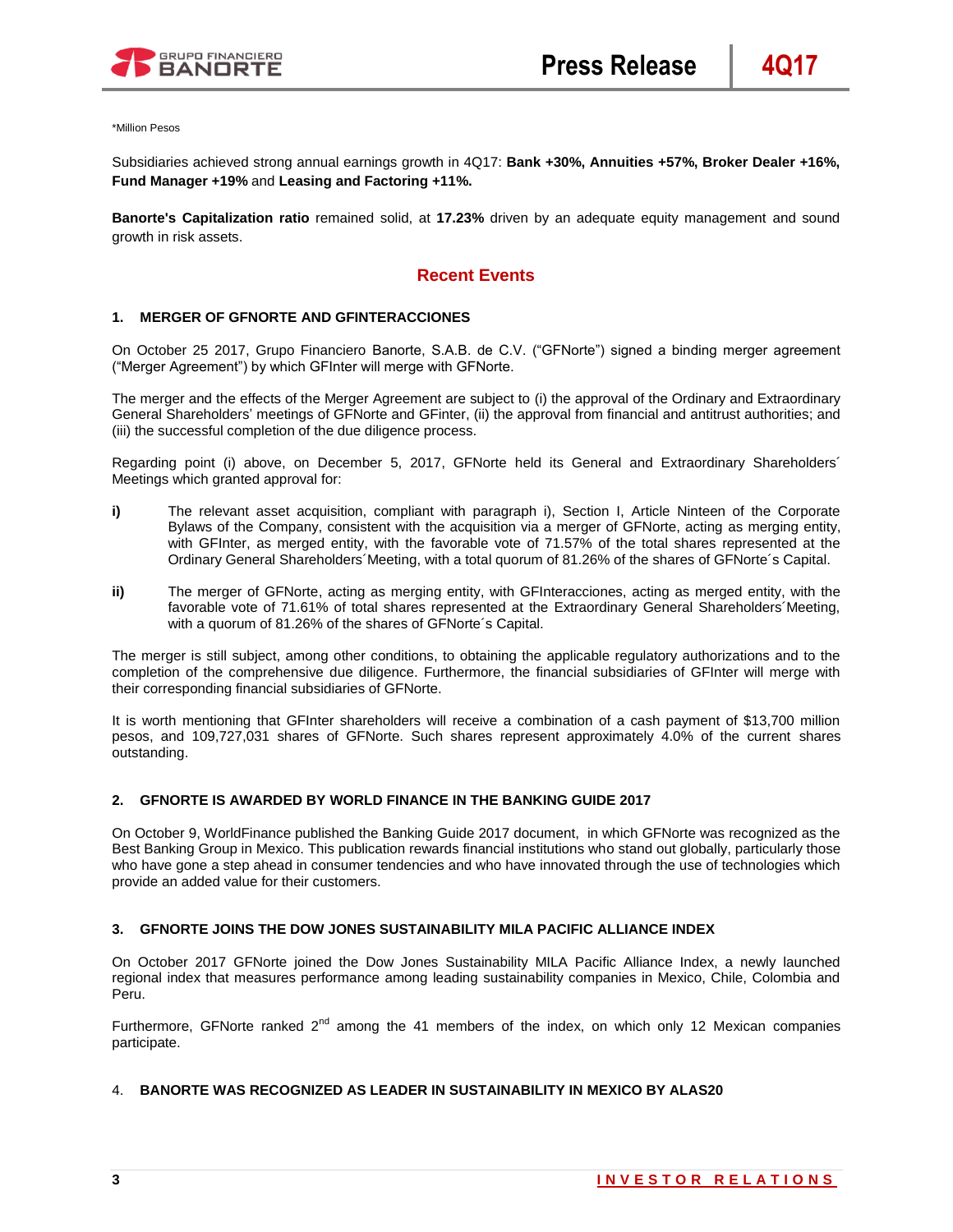*Million Pesos

Subsidiaries achieved strong annual earnings growth in 4Q17: **Bank +30%, Annuities +57%, Broker Dealer +16%, Fund Manager +19%** and **Leasing and Factoring +11%.**

**Banorte's Capitalization ratio** remained solid, at **17.23%** driven by an adequate equity management and sound growth in risk assets.

## Recent Events

### 1. MERGER OF GFNORTE AND GFINTERACCIONES

On October 25 2017, Grupo Financiero Banorte, S.A.B. de C.V. ("GFNorte") signed a binding merger agreement ("Merger Agreement") by which GFInter will merge with GFNorte.

The merger and the effects of the Merger Agreement are subject to (i) the approval of the Ordinary and Extraordinary General Shareholders' meetings of GFNorte and GFinter, (ii) the approval from financial and antitrust authorities; and (iii) the successful completion of the due diligence process.

Regarding point (i) above, on December 5, 2017, GFNorte held its General and Extraordinary Shareholders´ Meetings which granted approval for:

**i)** The relevant asset acquisition, compliant with paragraph i), Section I, Article Ninteen of the Corporate Bylaws of the Company, consistent with the acquisition via a merger of GFNorte, acting as merging entity, with GFInter, as merged entity, with the favorable vote of 71.57% of the total shares represented at the Ordinary General Shareholders´Meeting, with a total quorum of 81.26% of the shares of GFNorte´s Capital.

**ii)** The merger of GFNorte, acting as merging entity, with GFInteracciones, acting as merged entity, with the favorable vote of 71.61% of total shares represented at the Extraordinary General Shareholders´Meeting, with a quorum of 81.26% of the shares of GFNorte´s Capital.

The merger is still subject, among other conditions, to obtaining the applicable regulatory authorizations and to the completion of the comprehensive due diligence. Furthermore, the financial subsidiaries of GFInter will merge with their corresponding financial subsidiaries of GFNorte.

It is worth mentioning that GFInter shareholders will receive a combination of a cash payment of $13,700 million pesos, and 109,727,031 shares of GFNorte. Such shares represent approximately 4.0% of the current shares outstanding.

### 2. GFNORTE IS AWARDED BY WORLD FINANCE IN THE BANKING GUIDE 2017

On October 9, WorldFinance published the Banking Guide 2017 document, in which GFNorte was recognized as the Best Banking Group in Mexico. This publication rewards financial institutions who stand out globally, particularly those who have gone a step ahead in consumer tendencies and who have innovated through the use of technologies which provide an added value for their customers.

### 3. GFNORTE JOINS THE DOW JONES SUSTAINABILITY MILA PACIFIC ALLIANCE INDEX

On October 2017 GFNorte joined the Dow Jones Sustainability MILA Pacific Alliance Index, a newly launched regional index that measures performance among leading sustainability companies in Mexico, Chile, Colombia and Peru.

Furthermore, GFNorte ranked 2nd among the 41 members of the index, on which only 12 Mexican companies participate.

### 4. BANORTE WAS RECOGNIZED AS LEADER IN SUSTAINABILITY IN MEXICO BY ALAS20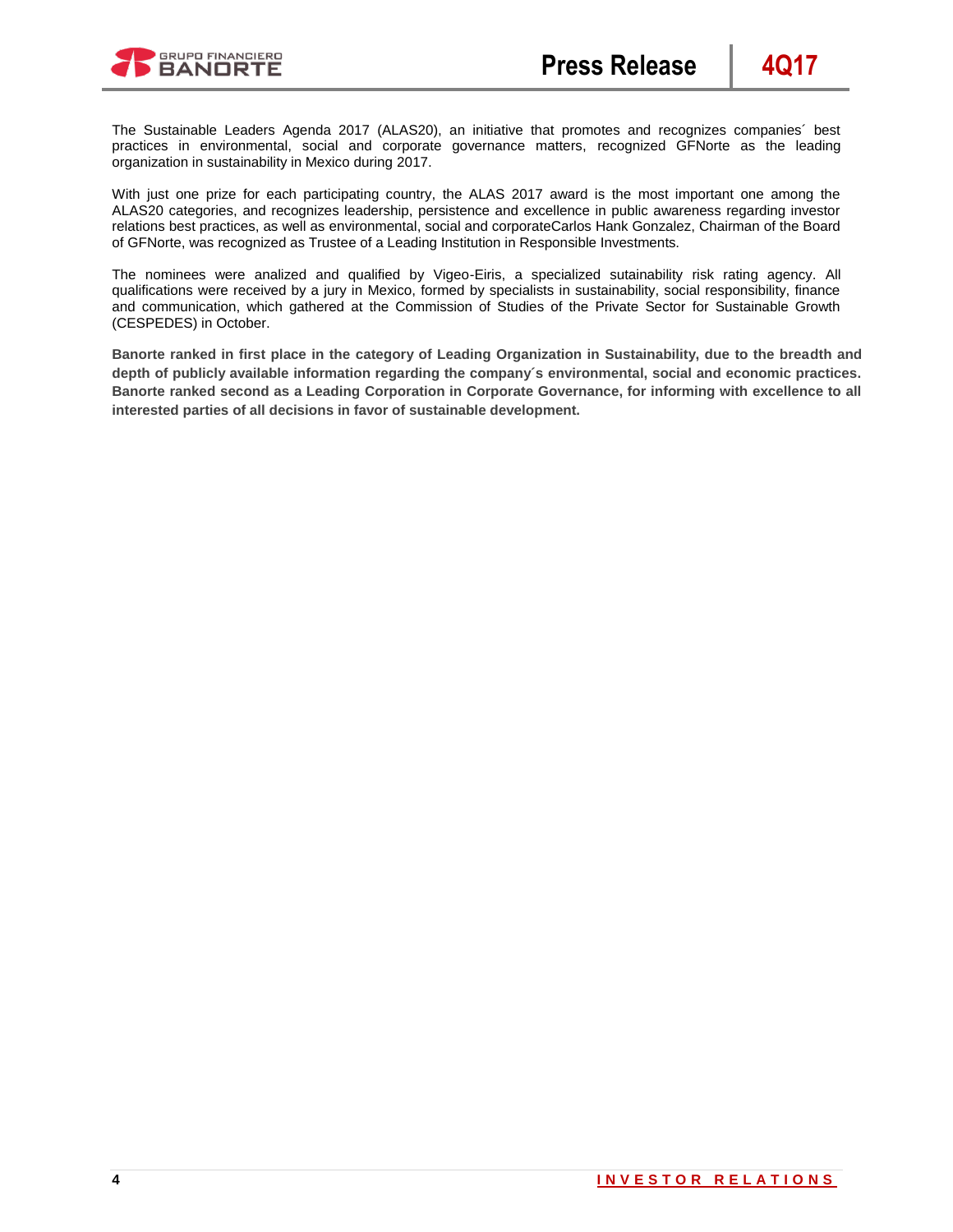The Sustainable Leaders Agenda 2017 (ALAS20), an initiative that promotes and recognizes companies´ best practices in environmental, social and corporate governance matters, recognized GFNorte as the leading organization in sustainability in Mexico during 2017.

With just one prize for each participating country, the ALAS 2017 award is the most important one among the ALAS20 categories, and recognizes leadership, persistence and excellence in public awareness regarding investor relations best practices, as well as environmental, social and corporateCarlos Hank Gonzalez, Chairman of the Board of GFNorte, was recognized as Trustee of a Leading Institution in Responsible Investments.

The nominees were analized and qualified by Vigeo-Eiris, a specialized sutainability risk rating agency. All qualifications were received by a jury in Mexico, formed by specialists in sustainability, social responsibility, finance and communication, which gathered at the Commission of Studies of the Private Sector for Sustainable Growth (CESPEDES) in October.

**Banorte ranked in first place in the category of Leading Organization in Sustainability, due to the breadth and depth of publicly available information regarding the company´s environmental, social and economic practices. Banorte ranked second as a Leading Corporation in Corporate Governance, for informing with excellence to all interested parties of all decisions in favor of sustainable development.**